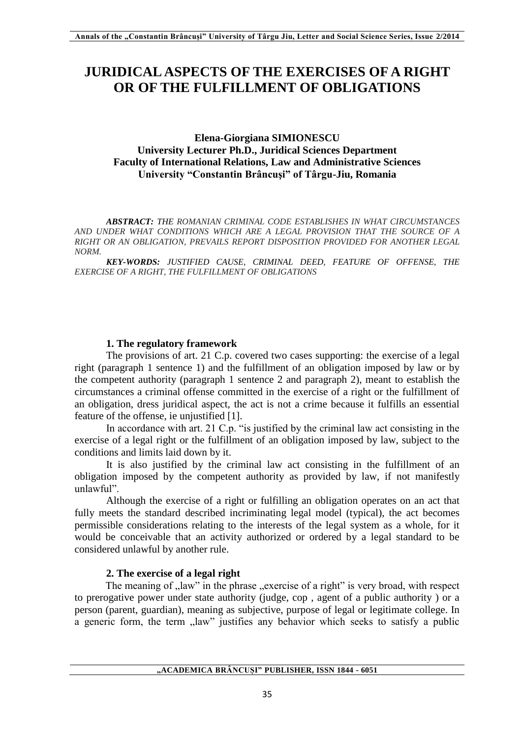# JURIDICAL ASPECTS OF THE EXERCISES OF A RIGHT OR OF THE FULFILLMENT OF OBLIGATIONS

**Elena-Giorgiana SIMIONESCU**
**University Lecturer Ph.D., Juridical Sciences Department**
**Faculty of International Relations, Law and Administrative Sciences**
**University "Constantin Brâncuşi" of Târgu-Jiu, Romania**

***ABSTRACT:*** *THE ROMANIAN CRIMINAL CODE ESTABLISHES IN WHAT CIRCUMSTANCES AND UNDER WHAT CONDITIONS WHICH ARE A LEGAL PROVISION THAT THE SOURCE OF A RIGHT OR AN OBLIGATION, PREVAILS REPORT DISPOSITION PROVIDED FOR ANOTHER LEGAL NORM.*

***KEY-WORDS:*** *JUSTIFIED CAUSE, CRIMINAL DEED, FEATURE OF OFFENSE, THE EXERCISE OF A RIGHT, THE FULFILLMENT OF OBLIGATIONS*

## 1. The regulatory framework

The provisions of art. 21 C.p. covered two cases supporting: the exercise of a legal right (paragraph 1 sentence 1) and the fulfillment of an obligation imposed by law or by the competent authority (paragraph 1 sentence 2 and paragraph 2), meant to establish the circumstances a criminal offense committed in the exercise of a right or the fulfillment of an obligation, dress juridical aspect, the act is not a crime because it fulfills an essential feature of the offense, ie unjustified [1].

In accordance with art. 21 C.p. "is justified by the criminal law act consisting in the exercise of a legal right or the fulfillment of an obligation imposed by law, subject to the conditions and limits laid down by it.

It is also justified by the criminal law act consisting in the fulfillment of an obligation imposed by the competent authority as provided by law, if not manifestly unlawful".

Although the exercise of a right or fulfilling an obligation operates on an act that fully meets the standard described incriminating legal model (typical), the act becomes permissible considerations relating to the interests of the legal system as a whole, for it would be conceivable that an activity authorized or ordered by a legal standard to be considered unlawful by another rule.

## 2. The exercise of a legal right

The meaning of „law" in the phrase „exercise of a right" is very broad, with respect to prerogative power under state authority (judge, cop , agent of a public authority ) or a person (parent, guardian), meaning as subjective, purpose of legal or legitimate college. In a generic form, the term „law" justifies any behavior which seeks to satisfy a public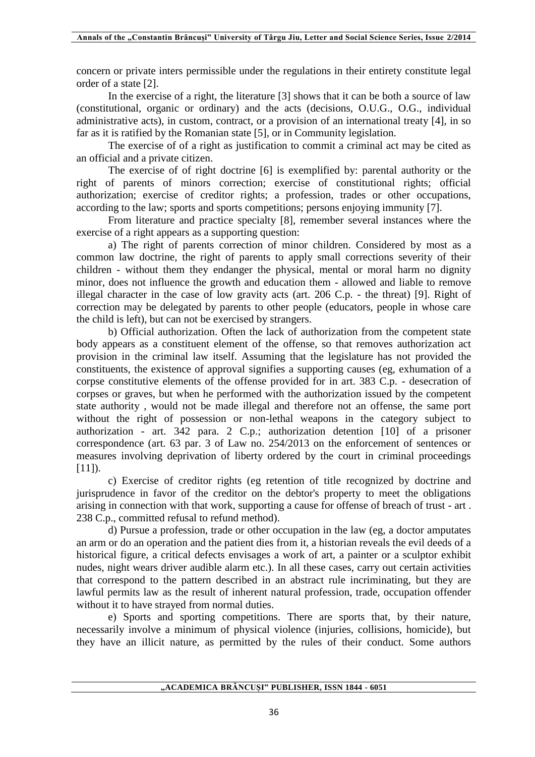concern or private inters permissible under the regulations in their entirety constitute legal order of a state [2].

In the exercise of a right, the literature [3] shows that it can be both a source of law (constitutional, organic or ordinary) and the acts (decisions, O.U.G., O.G., individual administrative acts), in custom, contract, or a provision of an international treaty [4], in so far as it is ratified by the Romanian state [5], or in Community legislation.

The exercise of of a right as justification to commit a criminal act may be cited as an official and a private citizen.

The exercise of of right doctrine [6] is exemplified by: parental authority or the right of parents of minors correction; exercise of constitutional rights; official authorization; exercise of creditor rights; a profession, trades or other occupations, according to the law; sports and sports competitions; persons enjoying immunity [7].

From literature and practice specialty [8], remember several instances where the exercise of a right appears as a supporting question:

a) The right of parents correction of minor children. Considered by most as a common law doctrine, the right of parents to apply small corrections severity of their children - without them they endanger the physical, mental or moral harm no dignity minor, does not influence the growth and education them - allowed and liable to remove illegal character in the case of low gravity acts (art. 206 C.p. - the threat) [9]. Right of correction may be delegated by parents to other people (educators, people in whose care the child is left), but can not be exercised by strangers.

b) Official authorization. Often the lack of authorization from the competent state body appears as a constituent element of the offense, so that removes authorization act provision in the criminal law itself. Assuming that the legislature has not provided the constituents, the existence of approval signifies a supporting causes (eg, exhumation of a corpse constitutive elements of the offense provided for in art. 383 C.p. - desecration of corpses or graves, but when he performed with the authorization issued by the competent state authority , would not be made illegal and therefore not an offense, the same port without the right of possession or non-lethal weapons in the category subject to authorization - art. 342 para. 2 C.p.; authorization detention [10] of a prisoner correspondence (art. 63 par. 3 of Law no. 254/2013 on the enforcement of sentences or measures involving deprivation of liberty ordered by the court in criminal proceedings [11]).

c) Exercise of creditor rights (eg retention of title recognized by doctrine and jurisprudence in favor of the creditor on the debtor's property to meet the obligations arising in connection with that work, supporting a cause for offense of breach of trust - art . 238 C.p., committed refusal to refund method).

d) Pursue a profession, trade or other occupation in the law (eg, a doctor amputates an arm or do an operation and the patient dies from it, a historian reveals the evil deeds of a historical figure, a critical defects envisages a work of art, a painter or a sculptor exhibit nudes, night wears driver audible alarm etc.). In all these cases, carry out certain activities that correspond to the pattern described in an abstract rule incriminating, but they are lawful permits law as the result of inherent natural profession, trade, occupation offender without it to have strayed from normal duties.

e) Sports and sporting competitions. There are sports that, by their nature, necessarily involve a minimum of physical violence (injuries, collisions, homicide), but they have an illicit nature, as permitted by the rules of their conduct. Some authors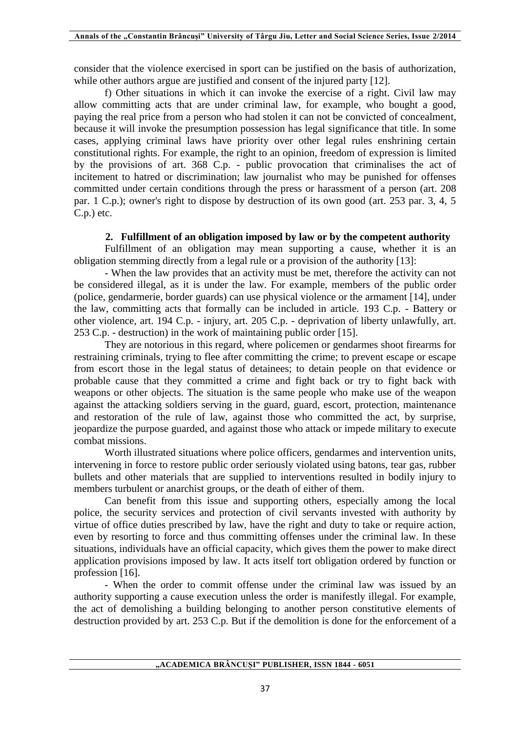consider that the violence exercised in sport can be justified on the basis of authorization, while other authors argue are justified and consent of the injured party [12].

f) Other situations in which it can invoke the exercise of a right. Civil law may allow committing acts that are under criminal law, for example, who bought a good, paying the real price from a person who had stolen it can not be convicted of concealment, because it will invoke the presumption possession has legal significance that title. In some cases, applying criminal laws have priority over other legal rules enshrining certain constitutional rights. For example, the right to an opinion, freedom of expression is limited by the provisions of art. 368 C.p. - public provocation that criminalises the act of incitement to hatred or discrimination; law journalist who may be punished for offenses committed under certain conditions through the press or harassment of a person (art. 208 par. 1 C.p.); owner's right to dispose by destruction of its own good (art. 253 par. 3, 4, 5 C.p.) etc.

## 2. Fulfillment of an obligation imposed by law or by the competent authority

Fulfillment of an obligation may mean supporting a cause, whether it is an obligation stemming directly from a legal rule or a provision of the authority [13]:

- When the law provides that an activity must be met, therefore the activity can not be considered illegal, as it is under the law. For example, members of the public order (police, gendarmerie, border guards) can use physical violence or the armament [14], under the law, committing acts that formally can be included in article. 193 C.p. - Battery or other violence, art. 194 C.p. - injury, art. 205 C.p. - deprivation of liberty unlawfully, art. 253 C.p. - destruction) in the work of maintaining public order [15].

They are notorious in this regard, where policemen or gendarmes shoot firearms for restraining criminals, trying to flee after committing the crime; to prevent escape or escape from escort those in the legal status of detainees; to detain people on that evidence or probable cause that they committed a crime and fight back or try to fight back with weapons or other objects. The situation is the same people who make use of the weapon against the attacking soldiers serving in the guard, guard, escort, protection, maintenance and restoration of the rule of law, against those who committed the act, by surprise, jeopardize the purpose guarded, and against those who attack or impede military to execute combat missions.

Worth illustrated situations where police officers, gendarmes and intervention units, intervening in force to restore public order seriously violated using batons, tear gas, rubber bullets and other materials that are supplied to interventions resulted in bodily injury to members turbulent or anarchist groups, or the death of either of them.

Can benefit from this issue and supporting others, especially among the local police, the security services and protection of civil servants invested with authority by virtue of office duties prescribed by law, have the right and duty to take or require action, even by resorting to force and thus committing offenses under the criminal law. In these situations, individuals have an official capacity, which gives them the power to make direct application provisions imposed by law. It acts itself tort obligation ordered by function or profession [16].

- When the order to commit offense under the criminal law was issued by an authority supporting a cause execution unless the order is manifestly illegal. For example, the act of demolishing a building belonging to another person constitutive elements of destruction provided by art. 253 C.p. But if the demolition is done for the enforcement of a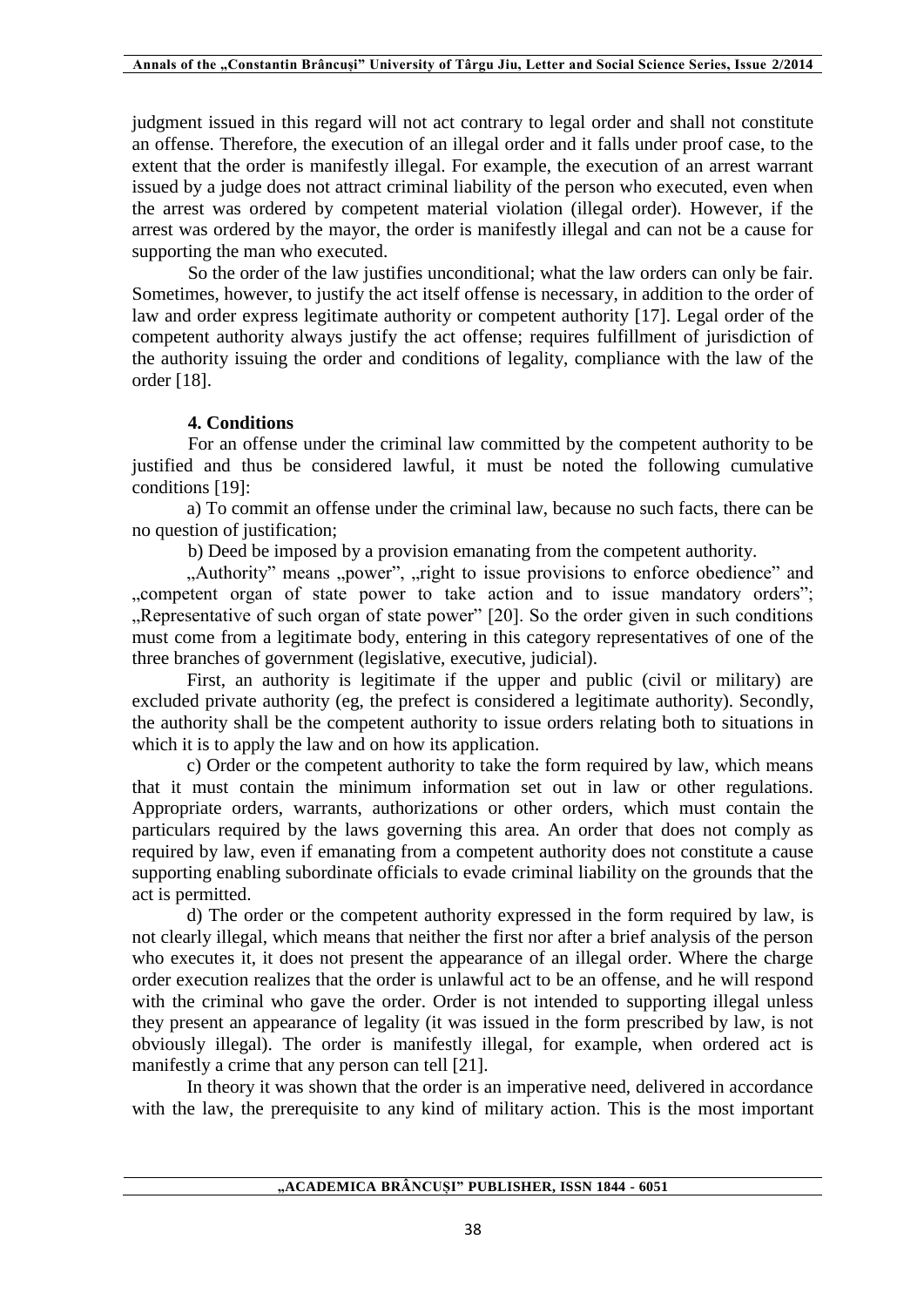judgment issued in this regard will not act contrary to legal order and shall not constitute an offense. Therefore, the execution of an illegal order and it falls under proof case, to the extent that the order is manifestly illegal. For example, the execution of an arrest warrant issued by a judge does not attract criminal liability of the person who executed, even when the arrest was ordered by competent material violation (illegal order). However, if the arrest was ordered by the mayor, the order is manifestly illegal and can not be a cause for supporting the man who executed.

So the order of the law justifies unconditional; what the law orders can only be fair. Sometimes, however, to justify the act itself offense is necessary, in addition to the order of law and order express legitimate authority or competent authority [17]. Legal order of the competent authority always justify the act offense; requires fulfillment of jurisdiction of the authority issuing the order and conditions of legality, compliance with the law of the order [18].

**4. Conditions**

For an offense under the criminal law committed by the competent authority to be justified and thus be considered lawful, it must be noted the following cumulative conditions [19]:

a) To commit an offense under the criminal law, because no such facts, there can be no question of justification;

b) Deed be imposed by a provision emanating from the competent authority.

„Authority" means „power", „right to issue provisions to enforce obedience" and „competent organ of state power to take action and to issue mandatory orders"; „Representative of such organ of state power" [20]. So the order given in such conditions must come from a legitimate body, entering in this category representatives of one of the three branches of government (legislative, executive, judicial).

First, an authority is legitimate if the upper and public (civil or military) are excluded private authority (eg, the prefect is considered a legitimate authority). Secondly, the authority shall be the competent authority to issue orders relating both to situations in which it is to apply the law and on how its application.

c) Order or the competent authority to take the form required by law, which means that it must contain the minimum information set out in law or other regulations. Appropriate orders, warrants, authorizations or other orders, which must contain the particulars required by the laws governing this area. An order that does not comply as required by law, even if emanating from a competent authority does not constitute a cause supporting enabling subordinate officials to evade criminal liability on the grounds that the act is permitted.

d) The order or the competent authority expressed in the form required by law, is not clearly illegal, which means that neither the first nor after a brief analysis of the person who executes it, it does not present the appearance of an illegal order. Where the charge order execution realizes that the order is unlawful act to be an offense, and he will respond with the criminal who gave the order. Order is not intended to supporting illegal unless they present an appearance of legality (it was issued in the form prescribed by law, is not obviously illegal). The order is manifestly illegal, for example, when ordered act is manifestly a crime that any person can tell [21].

In theory it was shown that the order is an imperative need, delivered in accordance with the law, the prerequisite to any kind of military action. This is the most important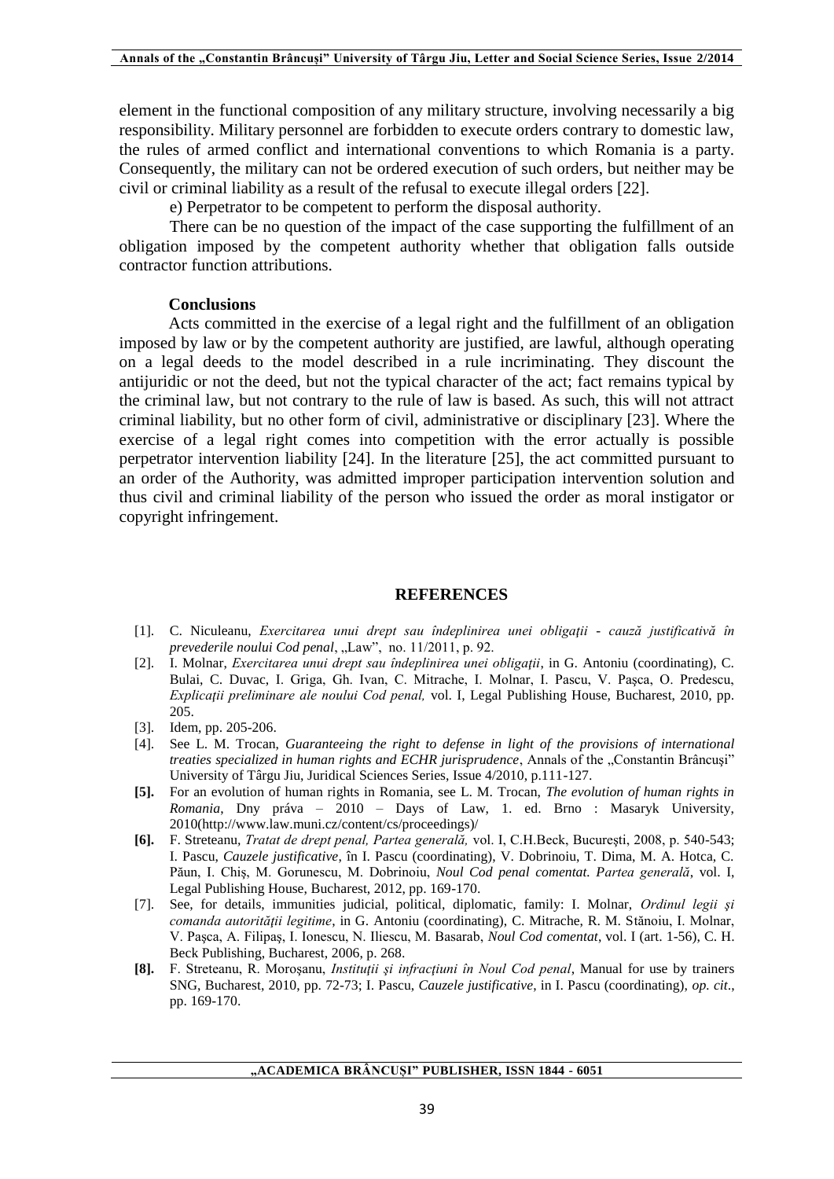element in the functional composition of any military structure, involving necessarily a big responsibility. Military personnel are forbidden to execute orders contrary to domestic law, the rules of armed conflict and international conventions to which Romania is a party. Consequently, the military can not be ordered execution of such orders, but neither may be civil or criminal liability as a result of the refusal to execute illegal orders [22].

e) Perpetrator to be competent to perform the disposal authority.

There can be no question of the impact of the case supporting the fulfillment of an obligation imposed by the competent authority whether that obligation falls outside contractor function attributions.

**Conclusions**

Acts committed in the exercise of a legal right and the fulfillment of an obligation imposed by law or by the competent authority are justified, are lawful, although operating on a legal deeds to the model described in a rule incriminating. They discount the antijuridic or not the deed, but not the typical character of the act; fact remains typical by the criminal law, but not contrary to the rule of law is based. As such, this will not attract criminal liability, but no other form of civil, administrative or disciplinary [23]. Where the exercise of a legal right comes into competition with the error actually is possible perpetrator intervention liability [24]. In the literature [25], the act committed pursuant to an order of the Authority, was admitted improper participation intervention solution and thus civil and criminal liability of the person who issued the order as moral instigator or copyright infringement.

## REFERENCES

[1]. C. Niculeanu, *Exercitarea unui drept sau îndeplinirea unei obligaţii - cauză justificativă în prevederile noului Cod penal*, „Law", no. 11/2011, p. 92.

[2]. I. Molnar, *Exercitarea unui drept sau îndeplinirea unei obligaţii*, in G. Antoniu (coordinating), C. Bulai, C. Duvac, I. Griga, Gh. Ivan, C. Mitrache, I. Molnar, I. Pascu, V. Paşca, O. Predescu, *Explicaţii preliminare ale noului Cod penal,* vol. I, Legal Publishing House, Bucharest, 2010, pp. 205.

[3]. Idem, pp. 205-206.

[4]. See L. M. Trocan, *Guaranteeing the right to defense in light of the provisions of international treaties specialized in human rights and ECHR jurisprudence*, Annals of the „Constantin Brâncuşi" University of Târgu Jiu, Juridical Sciences Series, Issue 4/2010, p.111-127.

**[5].** For an evolution of human rights in Romania, see L. M. Trocan, *The evolution of human rights in Romania*, Dny práva – 2010 – Days of Law, 1. ed. Brno : Masaryk University, 2010(http://www.law.muni.cz/content/cs/proceedings)/

**[6].** F. Streteanu, *Tratat de drept penal, Partea generală,* vol. I, C.H.Beck, Bucureşti, 2008, p. 540-543; I. Pascu, *Cauzele justificative*, în I. Pascu (coordinating), V. Dobrinoiu, T. Dima, M. A. Hotca, C. Păun, I. Chiş, M. Gorunescu, M. Dobrinoiu, *Noul Cod penal comentat. Partea generală*, vol. I, Legal Publishing House, Bucharest, 2012, pp. 169-170.

[7]. See, for details, immunities judicial, political, diplomatic, family: I. Molnar, *Ordinul legii şi comanda autorităţii legitime*, in G. Antoniu (coordinating), C. Mitrache, R. M. Stănoiu, I. Molnar, V. Paşca, A. Filipaş, I. Ionescu, N. Iliescu, M. Basarab, *Noul Cod comentat*, vol. I (art. 1-56), C. H. Beck Publishing, Bucharest, 2006, p. 268.

**[8].** F. Streteanu, R. Moroşanu, *Instituţii şi infracţiuni în Noul Cod penal*, Manual for use by trainers SNG, Bucharest, 2010, pp. 72-73; I. Pascu, *Cauzele justificative*, in I. Pascu (coordinating), *op. cit*., pp. 169-170.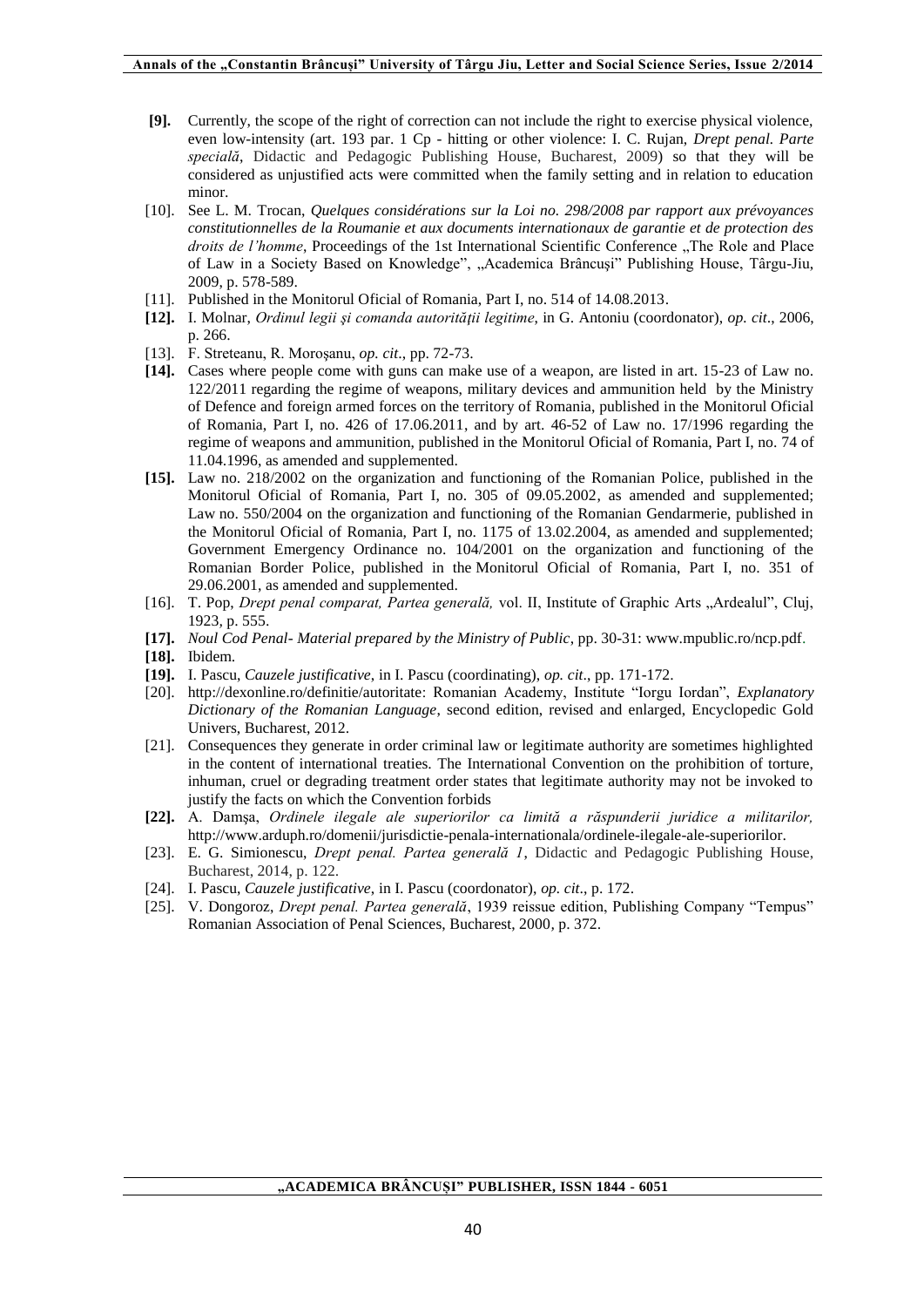**[9].** Currently, the scope of the right of correction can not include the right to exercise physical violence, even low-intensity (art. 193 par. 1 Cp - hitting or other violence: I. C. Rujan, *Drept penal. Parte specială*, Didactic and Pedagogic Publishing House, Bucharest, 2009) so that they will be considered as unjustified acts were committed when the family setting and in relation to education minor.

[10]. See L. M. Trocan, *Quelques considérations sur la Loi no. 298/2008 par rapport aux prévoyances constitutionnelles de la Roumanie et aux documents internationaux de garantie et de protection des droits de l'homme*, Proceedings of the 1st International Scientific Conference „The Role and Place of Law in a Society Based on Knowledge", „Academica Brâncuşi" Publishing House, Târgu-Jiu, 2009, p. 578-589.

[11]. Published in the Monitorul Oficial of Romania, Part I, no. 514 of 14.08.2013.

**[12].** I. Molnar, *Ordinul legii şi comanda autorităţii legitime*, in G. Antoniu (coordonator), *op. cit*., 2006, p. 266.

[13]. F. Streteanu, R. Moroşanu, *op. cit*., pp. 72-73.

**[14].** Cases where people come with guns can make use of a weapon, are listed in art. 15-23 of Law no. 122/2011 regarding the regime of weapons, military devices and ammunition held by the Ministry of Defence and foreign armed forces on the territory of Romania, published in the Monitorul Oficial of Romania, Part I, no. 426 of 17.06.2011, and by art. 46-52 of Law no. 17/1996 regarding the regime of weapons and ammunition, published in the Monitorul Oficial of Romania, Part I, no. 74 of 11.04.1996, as amended and supplemented.

**[15].** Law no. 218/2002 on the organization and functioning of the Romanian Police, published in the Monitorul Oficial of Romania, Part I, no. 305 of 09.05.2002, as amended and supplemented; Law no. 550/2004 on the organization and functioning of the Romanian Gendarmerie, published in the Monitorul Oficial of Romania, Part I, no. 1175 of 13.02.2004, as amended and supplemented; Government Emergency Ordinance no. 104/2001 on the organization and functioning of the Romanian Border Police, published in the Monitorul Oficial of Romania, Part I, no. 351 of 29.06.2001, as amended and supplemented.

[16]. T. Pop, *Drept penal comparat, Partea generală,* vol. II, Institute of Graphic Arts „Ardealul", Cluj, 1923, p. 555.

**[17].** *Noul Cod Penal- Material prepared by the Ministry of Public*, pp. 30-31: www.mpublic.ro/ncp.pdf.

**[18].** Ibidem.

**[19].** I. Pascu, *Cauzele justificative*, in I. Pascu (coordinating), *op. cit*., pp. 171-172.

[20]. http://dexonline.ro/definitie/autoritate: Romanian Academy, Institute "Iorgu Iordan", *Explanatory Dictionary of the Romanian Language*, second edition, revised and enlarged, Encyclopedic Gold Univers, Bucharest, 2012.

[21]. Consequences they generate in order criminal law or legitimate authority are sometimes highlighted in the content of international treaties. The International Convention on the prohibition of torture, inhuman, cruel or degrading treatment order states that legitimate authority may not be invoked to justify the facts on which the Convention forbids

**[22].** A. Damşa, *Ordinele ilegale ale superiorilor ca limită a răspunderii juridice a militarilor,* http://www.arduph.ro/domenii/jurisdictie-penala-internationala/ordinele-ilegale-ale-superiorilor.

[23]. E. G. Simionescu, *Drept penal. Partea generală 1*, Didactic and Pedagogic Publishing House, Bucharest, 2014, p. 122.

[24]. I. Pascu, *Cauzele justificative*, in I. Pascu (coordonator), *op. cit*., p. 172.

[25]. V. Dongoroz, *Drept penal. Partea generală*, 1939 reissue edition, Publishing Company "Tempus" Romanian Association of Penal Sciences, Bucharest, 2000, p. 372.